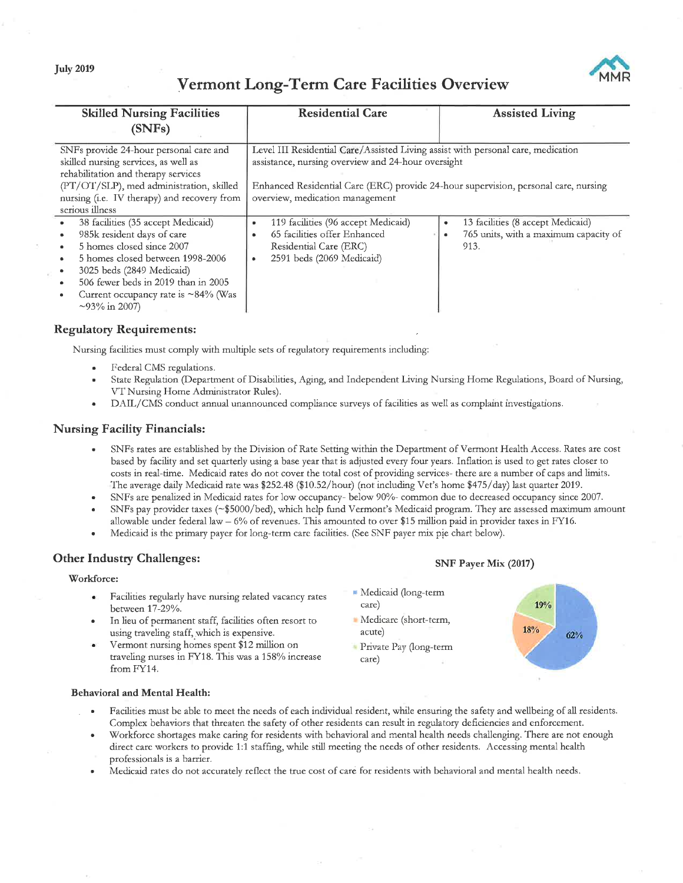July 2019

# Vermont Long-Term Care Facilities Overview

| Skilled Nursing Facilities (SNFs) | Residential Care | Assisted Living |
|---|---|---|
| SNFs provide 24-hour personal care and skilled nursing services, as well as rehabilitation and therapy services (PT/OT/SLP), med administration, skilled nursing (i.e. IV therapy) and recovery from serious illness | Level III Residential Care/Assisted Living assist with personal care, medication assistance, nursing overview and 24-hour oversight<br><br>Enhanced Residential Care (ERC) provide 24-hour supervision, personal care, nursing overview, medication management | |
| • 38 facilities (35 accept Medicaid)<br>• 985k resident days of care<br>• 5 homes closed since 2007<br>• 5 homes closed between 1998-2006<br>• 3025 beds (2849 Medicaid)<br>• 506 fewer beds in 2019 than in 2005<br>• Current occupancy rate is ~84% (Was ~93% in 2007) | • 119 facilities (96 accept Medicaid)<br>• 65 facilities offer Enhanced Residential Care (ERC)<br>• 2591 beds (2069 Medicaid) | • 13 facilities (8 accept Medicaid)<br>• 765 units, with a maximum capacity of 913. |

## Regulatory Requirements:

Nursing facilities must comply with multiple sets of regulatory requirements including:

- Federal CMS regulations.
- State Regulation (Department of Disabilities, Aging, and Independent Living Nursing Home Regulations, Board of Nursing, VT Nursing Home Administrator Rules).
- DAIL/CMS conduct annual unannounced compliance surveys of facilities as well as complaint investigations.

## Nursing Facility Financials:

- SNFs rates are established by the Division of Rate Setting within the Department of Vermont Health Access. Rates are cost based by facility and set quarterly using a base year that is adjusted every four years. Inflation is used to get rates closer to costs in real-time. Medicaid rates do not cover the total cost of providing services- there are a number of caps and limits. The average daily Medicaid rate was $252.48 ($10.52/hour) (not including Vet's home $475/day) last quarter 2019.
- SNFs are penalized in Medicaid rates for low occupancy- below 90%- common due to decreased occupancy since 2007.
- SNFs pay provider taxes (~$5000/bed), which help fund Vermont's Medicaid program. They are assessed maximum amount allowable under federal law – 6% of revenues. This amounted to over $15 million paid in provider taxes in FY16.
- Medicaid is the primary payer for long-term care facilities. (See SNF payer mix pie chart below).

## Other Industry Challenges:

### Workforce:

- Facilities regularly have nursing related vacancy rates between 17-29%.
- In lieu of permanent staff, facilities often resort to using traveling staff, which is expensive.
- Vermont nursing homes spent $12 million on traveling nurses in FY18. This was a 158% increase from FY14.

**SNF Payer Mix (2017)**

| Payer | Share |
|---|---|
| Medicaid (long-term care) | 62% |
| Medicare (short-term, acute) | 18% |
| Private Pay (long-term care) | 19% |

### Behavioral and Mental Health:

- Facilities must be able to meet the needs of each individual resident, while ensuring the safety and wellbeing of all residents. Complex behaviors that threaten the safety of other residents can result in regulatory deficiencies and enforcement.
- Workforce shortages make caring for residents with behavioral and mental health needs challenging. There are not enough direct care workers to provide 1:1 staffing, while still meeting the needs of other residents. Accessing mental health professionals is a barrier.
- Medicaid rates do not accurately reflect the true cost of care for residents with behavioral and mental health needs.